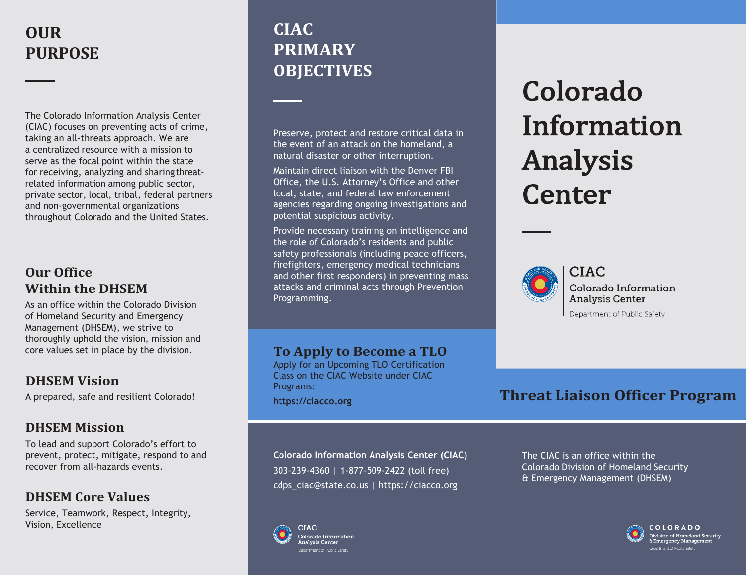# OUR PURPOSE

The Colorado Information Analysis Center (CIAC) focuses on preventing acts of crime, taking an all-threats approach. We are a centralized resource with a mission to serve as the focal point within the state for receiving, analyzing and sharing threat-related information among public sector, private sector, local, tribal, federal partners and non-governmental organizations throughout Colorado and the United States.

## Our Office Within the DHSEM

As an office within the Colorado Division of Homeland Security and Emergency Management (DHSEM), we strive to thoroughly uphold the vision, mission and core values set in place by the division.

## DHSEM Vision

A prepared, safe and resilient Colorado!

## DHSEM Mission

To lead and support Colorado's effort to prevent, protect, mitigate, respond to and recover from all-hazards events.

## DHSEM Core Values

Service, Teamwork, Respect, Integrity, Vision, Excellence

# CIAC PRIMARY OBJECTIVES

Preserve, protect and restore critical data in the event of an attack on the homeland, a natural disaster or other interruption.

Maintain direct liaison with the Denver FBI Office, the U.S. Attorney's Office and other local, state, and federal law enforcement agencies regarding ongoing investigations and potential suspicious activity.

Provide necessary training on intelligence and the role of Colorado's residents and public safety professionals (including peace officers, firefighters, emergency medical technicians and other first responders) in preventing mass attacks and criminal acts through Prevention Programming.

## To Apply to Become a TLO

Apply for an Upcoming TLO Certification Class on the CIAC Website under CIAC Programs:

**https://ciacco.org**

**Colorado Information Analysis Center (CIAC)**

303-239-4360 | 1-877-509-2422 (toll free)

cdps_ciac@state.co.us | https://ciacco.org

CIAC
Colorado Information Analysis Center
Department of Public Safety

# Colorado Information Analysis Center

CIAC
Colorado Information Analysis Center
Department of Public Safety

## Threat Liaison Officer Program

The CIAC is an office within the Colorado Division of Homeland Security & Emergency Management (DHSEM)

COLORADO
Division of Homeland Security & Emergency Management
Department of Public Safety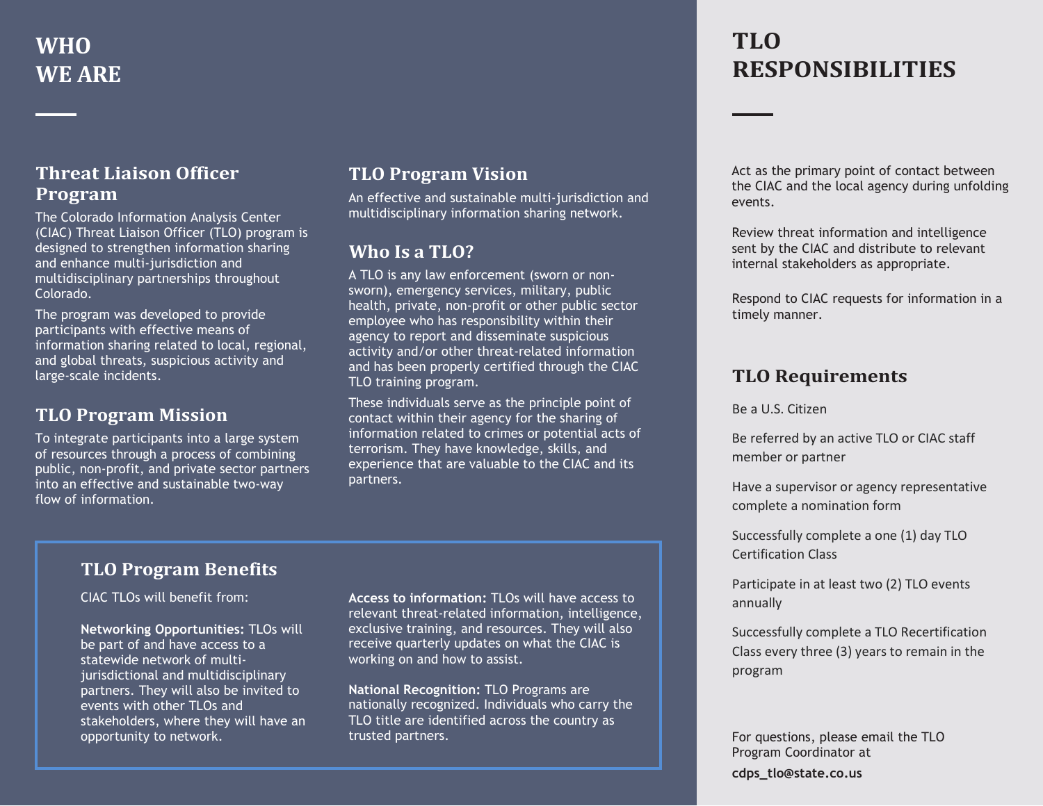# WHO WE ARE

## Threat Liaison Officer Program

The Colorado Information Analysis Center (CIAC) Threat Liaison Officer (TLO) program is designed to strengthen information sharing and enhance multi-jurisdiction and multidisciplinary partnerships throughout Colorado.

The program was developed to provide participants with effective means of information sharing related to local, regional, and global threats, suspicious activity and large-scale incidents.

## TLO Program Mission

To integrate participants into a large system of resources through a process of combining public, non-profit, and private sector partners into an effective and sustainable two-way flow of information.

## TLO Program Vision

An effective and sustainable multi-jurisdiction and multidisciplinary information sharing network.

## Who Is a TLO?

A TLO is any law enforcement (sworn or non-sworn), emergency services, military, public health, private, non-profit or other public sector employee who has responsibility within their agency to report and disseminate suspicious activity and/or other threat-related information and has been properly certified through the CIAC TLO training program.

These individuals serve as the principle point of contact within their agency for the sharing of information related to crimes or potential acts of terrorism. They have knowledge, skills, and experience that are valuable to the CIAC and its partners.

## TLO Program Benefits

CIAC TLOs will benefit from:

**Networking Opportunities:** TLOs will be part of and have access to a statewide network of multi-jurisdictional and multidisciplinary partners. They will also be invited to events with other TLOs and stakeholders, where they will have an opportunity to network.

**Access to information:** TLOs will have access to relevant threat-related information, intelligence, exclusive training, and resources. They will also receive quarterly updates on what the CIAC is working on and how to assist.

**National Recognition:** TLO Programs are nationally recognized. Individuals who carry the TLO title are identified across the country as trusted partners.

# TLO RESPONSIBILITIES

Act as the primary point of contact between the CIAC and the local agency during unfolding events.

Review threat information and intelligence sent by the CIAC and distribute to relevant internal stakeholders as appropriate.

Respond to CIAC requests for information in a timely manner.

## TLO Requirements

Be a U.S. Citizen

Be referred by an active TLO or CIAC staff member or partner

Have a supervisor or agency representative complete a nomination form

Successfully complete a one (1) day TLO Certification Class

Participate in at least two (2) TLO events annually

Successfully complete a TLO Recertification Class every three (3) years to remain in the program

For questions, please email the TLO Program Coordinator at **cdps_tlo@state.co.us**